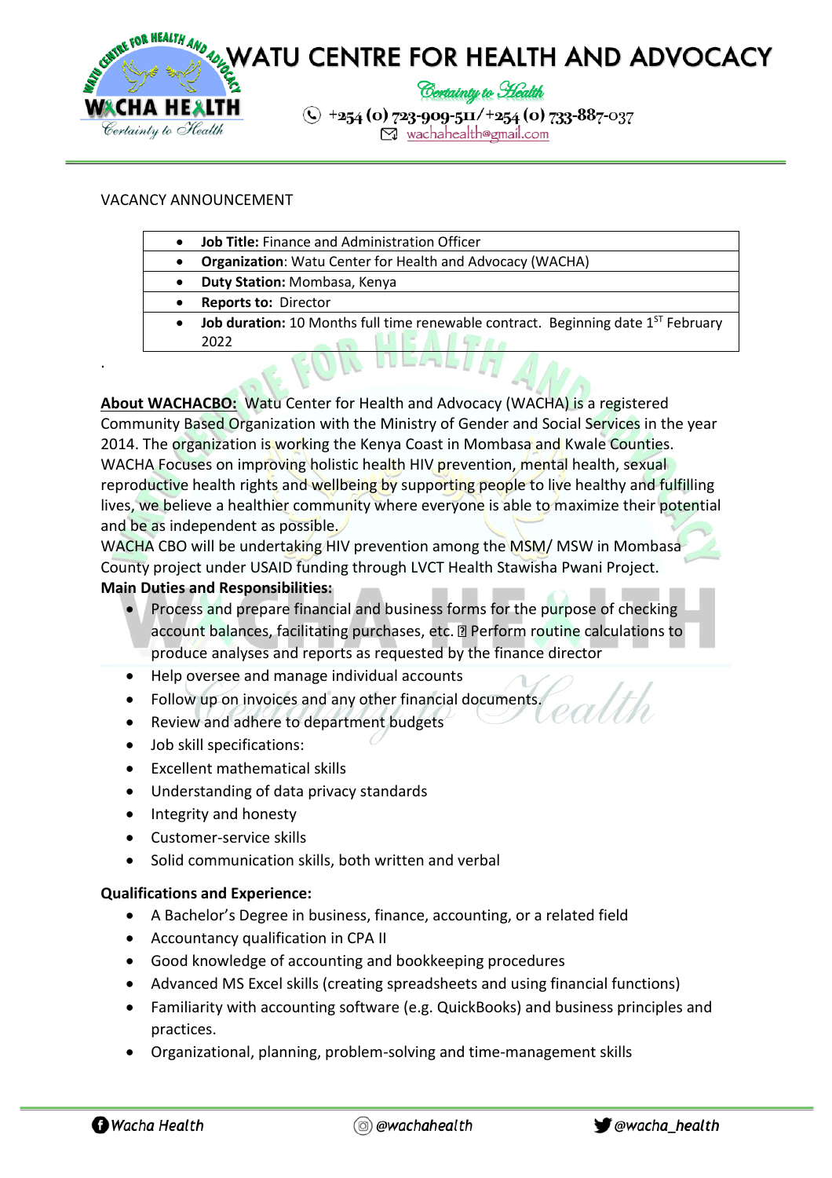# WATU CENTRE FOR HEALTH AND ADVOCACY

*Certainty to Health*

+254 (0) 723-909-511/+254 (0) 733-887-037

wachahealth@gmail.com

VACANCY ANNOUNCEMENT

- **Job Title:** Finance and Administration Officer
- **Organization**: Watu Center for Health and Advocacy (WACHA)
- **Duty Station:** Mombasa, Kenya
- **Reports to:** Director
- **Job duration:** 10 Months full time renewable contract. Beginning date 1ST February 2022

.

**About WACHACBO:** Watu Center for Health and Advocacy (WACHA) is a registered Community Based Organization with the Ministry of Gender and Social Services in the year 2014. The organization is working the Kenya Coast in Mombasa and Kwale Counties. WACHA Focuses on improving holistic health HIV prevention, mental health, sexual reproductive health rights and wellbeing by supporting people to live healthy and fulfilling lives, we believe a healthier community where everyone is able to maximize their potential and be as independent as possible.

WACHA CBO will be undertaking HIV prevention among the MSM/ MSW in Mombasa County project under USAID funding through LVCT Health Stawisha Pwani Project.

**Main Duties and Responsibilities:**

- Process and prepare financial and business forms for the purpose of checking account balances, facilitating purchases, etc.  Perform routine calculations to produce analyses and reports as requested by the finance director
- Help oversee and manage individual accounts
- Follow up on invoices and any other financial documents.
- Review and adhere to department budgets
- Job skill specifications:
- Excellent mathematical skills
- Understanding of data privacy standards
- Integrity and honesty
- Customer-service skills
- Solid communication skills, both written and verbal

**Qualifications and Experience:**

- A Bachelor's Degree in business, finance, accounting, or a related field
- Accountancy qualification in CPA II
- Good knowledge of accounting and bookkeeping procedures
- Advanced MS Excel skills (creating spreadsheets and using financial functions)
- Familiarity with accounting software (e.g. QuickBooks) and business principles and practices.
- Organizational, planning, problem-solving and time-management skills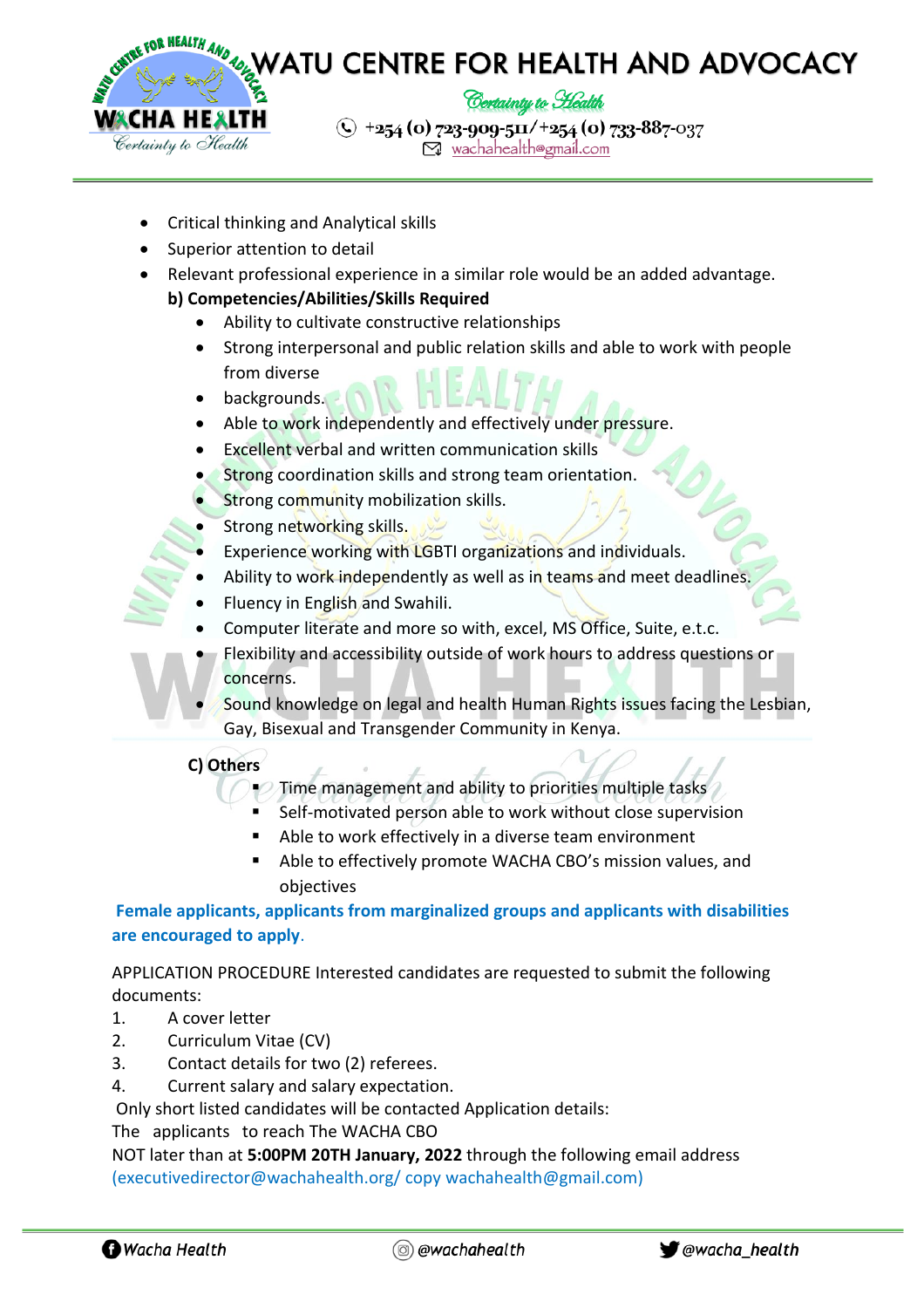- Critical thinking and Analytical skills
- Superior attention to detail
- Relevant professional experience in a similar role would be an added advantage.

**b) Competencies/Abilities/Skills Required**

- Ability to cultivate constructive relationships
- Strong interpersonal and public relation skills and able to work with people from diverse
- backgrounds.
- Able to work independently and effectively under pressure.
- Excellent verbal and written communication skills
- Strong coordination skills and strong team orientation.
- Strong community mobilization skills.
- Strong networking skills.
- Experience working with LGBTI organizations and individuals.
- Ability to work independently as well as in teams and meet deadlines.
- Fluency in English and Swahili.
- Computer literate and more so with, excel, MS Office, Suite, e.t.c.
- Flexibility and accessibility outside of work hours to address questions or concerns.
- Sound knowledge on legal and health Human Rights issues facing the Lesbian, Gay, Bisexual and Transgender Community in Kenya.

**C) Others**

- Time management and ability to priorities multiple tasks
- Self-motivated person able to work without close supervision
- Able to work effectively in a diverse team environment
- Able to effectively promote WACHA CBO's mission values, and objectives

**Female applicants, applicants from marginalized groups and applicants with disabilities are encouraged to apply.**

APPLICATION PROCEDURE Interested candidates are requested to submit the following documents:

1. A cover letter
2. Curriculum Vitae (CV)
3. Contact details for two (2) referees.
4. Current salary and salary expectation.

Only short listed candidates will be contacted Application details:
The applicants to reach The WACHA CBO
NOT later than at **5:00PM 20TH January, 2022** through the following email address (executivedirector@wachahealth.org/ copy wachahealth@gmail.com)